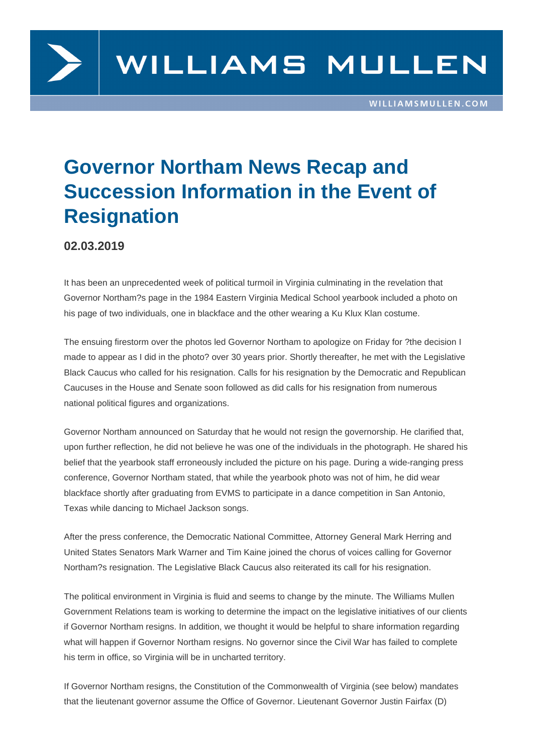# Governor Northam News Recap and Succession Information in the Event of Resignation

## 02.03.2019

It has been an unprecedented week of political turmoil in Virginia culminating in the revelation that Governor Northam?s page in the 1984 Eastern Virginia Medical School yearbook included a photo on his page of two individuals, one in blackface and the other wearing a Ku Klux Klan costume.

The ensuing firestorm over the photos led Governor Northam to apologize on Friday for ?the decision I made to appear as I did in the photo? over 30 years prior. Shortly thereafter, he met with the Legislative Black Caucus who called for his resignation. Calls for his resignation by the Democratic and Republican Caucuses in the House and Senate soon followed as did calls for his resignation from numerous national political figures and organizations.

Governor Northam announced on Saturday that he would not resign the governorship. He clarified that, upon further reflection, he did not believe he was one of the individuals in the photograph. He shared his belief that the yearbook staff erroneously included the picture on his page. During a wide-ranging press conference, Governor Northam stated, that while the yearbook photo was not of him, he did wear blackface shortly after graduating from EVMS to participate in a dance competition in San Antonio, Texas while dancing to Michael Jackson songs.

After the press conference, the Democratic National Committee, Attorney General Mark Herring and United States Senators Mark Warner and Tim Kaine joined the chorus of voices calling for Governor Northam?s resignation. The Legislative Black Caucus also reiterated its call for his resignation.

The political environment in Virginia is fluid and seems to change by the minute. The Williams Mullen Government Relations team is working to determine the impact on the legislative initiatives of our clients if Governor Northam resigns. In addition, we thought it would be helpful to share information regarding what will happen if Governor Northam resigns. No governor since the Civil War has failed to complete his term in office, so Virginia will be in uncharted territory.

If Governor Northam resigns, the Constitution of the Commonwealth of Virginia (see below) mandates that the lieutenant governor assume the Office of Governor. Lieutenant Governor Justin Fairfax (D)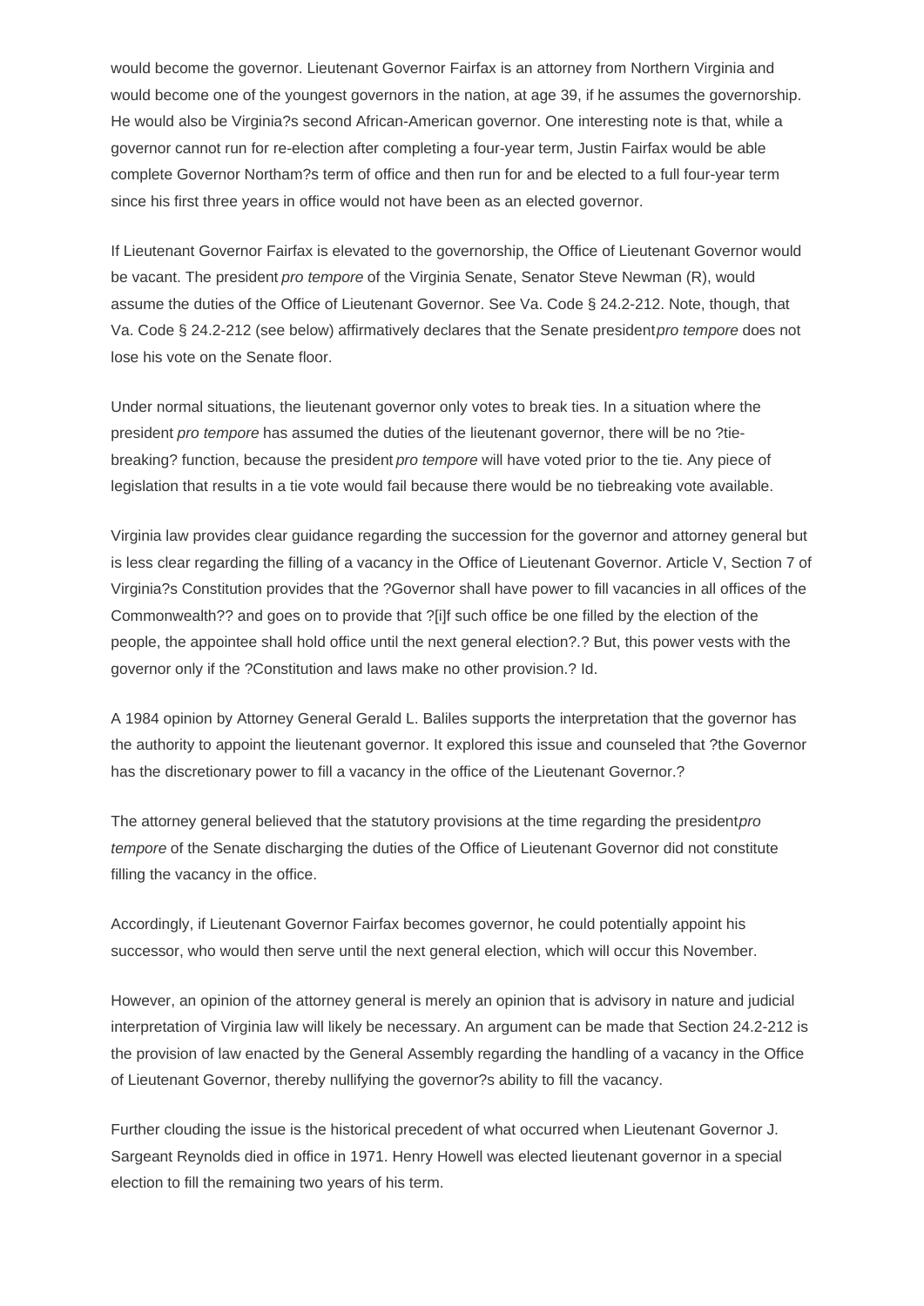would become the governor. Lieutenant Governor Fairfax is an attorney from Northern Virginia and would become one of the youngest governors in the nation, at age 39, if he assumes the governorship. He would also be Virginia?s second African-American governor. One interesting note is that, while a governor cannot run for re-election after completing a four-year term, Justin Fairfax would be able complete Governor Northam?s term of office and then run for and be elected to a full four-year term since his first three years in office would not have been as an elected governor.

If Lieutenant Governor Fairfax is elevated to the governorship, the Office of Lieutenant Governor would be vacant. The president *pro tempore* of the Virginia Senate, Senator Steve Newman (R), would assume the duties of the Office of Lieutenant Governor. See Va. Code § 24.2-212. Note, though, that Va. Code § 24.2-212 (see below) affirmatively declares that the Senate president *pro tempore* does not lose his vote on the Senate floor.

Under normal situations, the lieutenant governor only votes to break ties. In a situation where the president *pro tempore* has assumed the duties of the lieutenant governor, there will be no ?tie-breaking? function, because the president *pro tempore* will have voted prior to the tie. Any piece of legislation that results in a tie vote would fail because there would be no tiebreaking vote available.

Virginia law provides clear guidance regarding the succession for the governor and attorney general but is less clear regarding the filling of a vacancy in the Office of Lieutenant Governor. Article V, Section 7 of Virginia?s Constitution provides that the ?Governor shall have power to fill vacancies in all offices of the Commonwealth?? and goes on to provide that ?[i]f such office be one filled by the election of the people, the appointee shall hold office until the next general election?.? But, this power vests with the governor only if the ?Constitution and laws make no other provision.? Id.

A 1984 opinion by Attorney General Gerald L. Baliles supports the interpretation that the governor has the authority to appoint the lieutenant governor. It explored this issue and counseled that ?the Governor has the discretionary power to fill a vacancy in the office of the Lieutenant Governor.?

The attorney general believed that the statutory provisions at the time regarding the president *pro tempore* of the Senate discharging the duties of the Office of Lieutenant Governor did not constitute filling the vacancy in the office.

Accordingly, if Lieutenant Governor Fairfax becomes governor, he could potentially appoint his successor, who would then serve until the next general election, which will occur this November.

However, an opinion of the attorney general is merely an opinion that is advisory in nature and judicial interpretation of Virginia law will likely be necessary. An argument can be made that Section 24.2-212 is the provision of law enacted by the General Assembly regarding the handling of a vacancy in the Office of Lieutenant Governor, thereby nullifying the governor?s ability to fill the vacancy.

Further clouding the issue is the historical precedent of what occurred when Lieutenant Governor J. Sargeant Reynolds died in office in 1971. Henry Howell was elected lieutenant governor in a special election to fill the remaining two years of his term.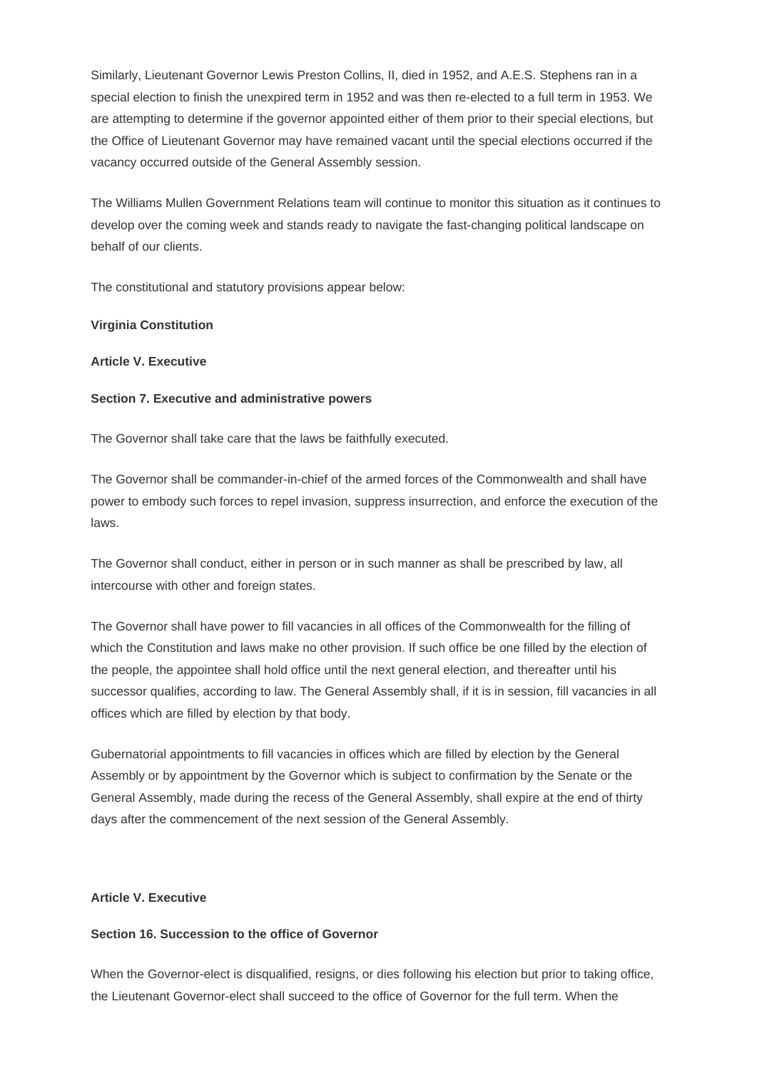Similarly, Lieutenant Governor Lewis Preston Collins, II, died in 1952, and A.E.S. Stephens ran in a special election to finish the unexpired term in 1952 and was then re-elected to a full term in 1953. We are attempting to determine if the governor appointed either of them prior to their special elections, but the Office of Lieutenant Governor may have remained vacant until the special elections occurred if the vacancy occurred outside of the General Assembly session.

The Williams Mullen Government Relations team will continue to monitor this situation as it continues to develop over the coming week and stands ready to navigate the fast-changing political landscape on behalf of our clients.

The constitutional and statutory provisions appear below:

**Virginia Constitution**

**Article V. Executive**

**Section 7. Executive and administrative powers**

The Governor shall take care that the laws be faithfully executed.

The Governor shall be commander-in-chief of the armed forces of the Commonwealth and shall have power to embody such forces to repel invasion, suppress insurrection, and enforce the execution of the laws.

The Governor shall conduct, either in person or in such manner as shall be prescribed by law, all intercourse with other and foreign states.

The Governor shall have power to fill vacancies in all offices of the Commonwealth for the filling of which the Constitution and laws make no other provision. If such office be one filled by the election of the people, the appointee shall hold office until the next general election, and thereafter until his successor qualifies, according to law. The General Assembly shall, if it is in session, fill vacancies in all offices which are filled by election by that body.

Gubernatorial appointments to fill vacancies in offices which are filled by election by the General Assembly or by appointment by the Governor which is subject to confirmation by the Senate or the General Assembly, made during the recess of the General Assembly, shall expire at the end of thirty days after the commencement of the next session of the General Assembly.

**Article V. Executive**

**Section 16. Succession to the office of Governor**

When the Governor-elect is disqualified, resigns, or dies following his election but prior to taking office, the Lieutenant Governor-elect shall succeed to the office of Governor for the full term. When the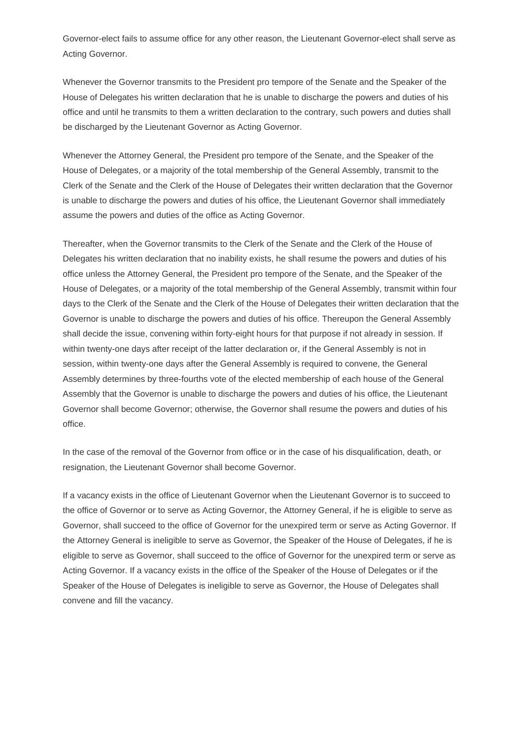Governor-elect fails to assume office for any other reason, the Lieutenant Governor-elect shall serve as Acting Governor.

Whenever the Governor transmits to the President pro tempore of the Senate and the Speaker of the House of Delegates his written declaration that he is unable to discharge the powers and duties of his office and until he transmits to them a written declaration to the contrary, such powers and duties shall be discharged by the Lieutenant Governor as Acting Governor.

Whenever the Attorney General, the President pro tempore of the Senate, and the Speaker of the House of Delegates, or a majority of the total membership of the General Assembly, transmit to the Clerk of the Senate and the Clerk of the House of Delegates their written declaration that the Governor is unable to discharge the powers and duties of his office, the Lieutenant Governor shall immediately assume the powers and duties of the office as Acting Governor.

Thereafter, when the Governor transmits to the Clerk of the Senate and the Clerk of the House of Delegates his written declaration that no inability exists, he shall resume the powers and duties of his office unless the Attorney General, the President pro tempore of the Senate, and the Speaker of the House of Delegates, or a majority of the total membership of the General Assembly, transmit within four days to the Clerk of the Senate and the Clerk of the House of Delegates their written declaration that the Governor is unable to discharge the powers and duties of his office. Thereupon the General Assembly shall decide the issue, convening within forty-eight hours for that purpose if not already in session. If within twenty-one days after receipt of the latter declaration or, if the General Assembly is not in session, within twenty-one days after the General Assembly is required to convene, the General Assembly determines by three-fourths vote of the elected membership of each house of the General Assembly that the Governor is unable to discharge the powers and duties of his office, the Lieutenant Governor shall become Governor; otherwise, the Governor shall resume the powers and duties of his office.

In the case of the removal of the Governor from office or in the case of his disqualification, death, or resignation, the Lieutenant Governor shall become Governor.

If a vacancy exists in the office of Lieutenant Governor when the Lieutenant Governor is to succeed to the office of Governor or to serve as Acting Governor, the Attorney General, if he is eligible to serve as Governor, shall succeed to the office of Governor for the unexpired term or serve as Acting Governor. If the Attorney General is ineligible to serve as Governor, the Speaker of the House of Delegates, if he is eligible to serve as Governor, shall succeed to the office of Governor for the unexpired term or serve as Acting Governor. If a vacancy exists in the office of the Speaker of the House of Delegates or if the Speaker of the House of Delegates is ineligible to serve as Governor, the House of Delegates shall convene and fill the vacancy.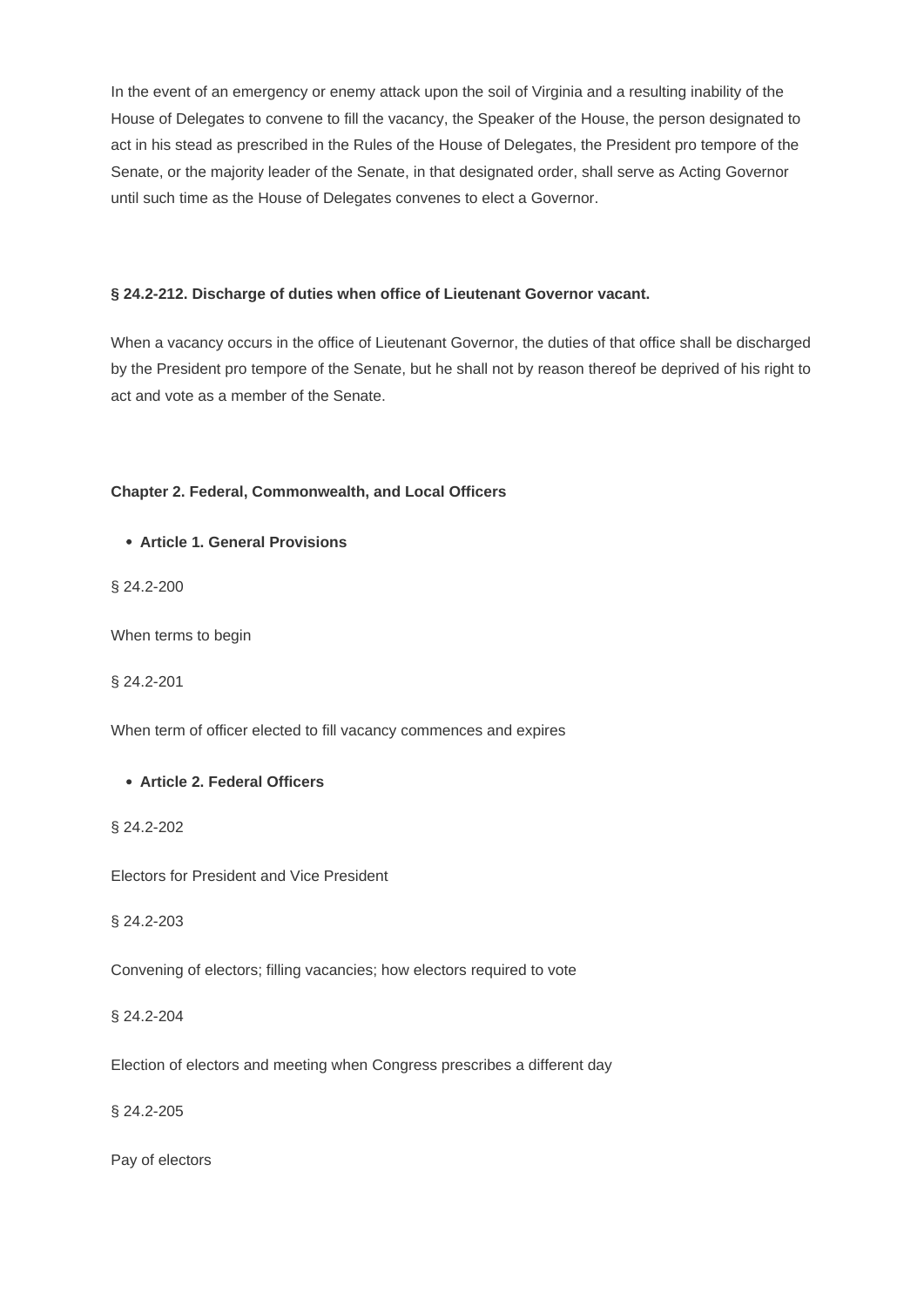In the event of an emergency or enemy attack upon the soil of Virginia and a resulting inability of the House of Delegates to convene to fill the vacancy, the Speaker of the House, the person designated to act in his stead as prescribed in the Rules of the House of Delegates, the President pro tempore of the Senate, or the majority leader of the Senate, in that designated order, shall serve as Acting Governor until such time as the House of Delegates convenes to elect a Governor.

**§ 24.2-212. Discharge of duties when office of Lieutenant Governor vacant.**

When a vacancy occurs in the office of Lieutenant Governor, the duties of that office shall be discharged by the President pro tempore of the Senate, but he shall not by reason thereof be deprived of his right to act and vote as a member of the Senate.

**Chapter 2. Federal, Commonwealth, and Local Officers**

- **Article 1. General Provisions**

§ 24.2-200

When terms to begin

§ 24.2-201

When term of officer elected to fill vacancy commences and expires

- **Article 2. Federal Officers**

§ 24.2-202

Electors for President and Vice President

§ 24.2-203

Convening of electors; filling vacancies; how electors required to vote

§ 24.2-204

Election of electors and meeting when Congress prescribes a different day

§ 24.2-205

Pay of electors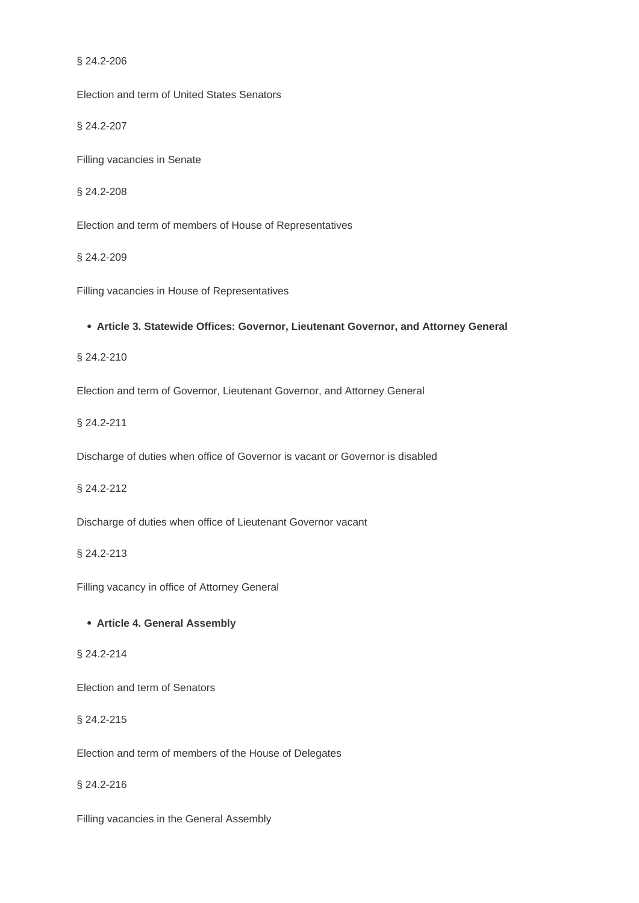§ 24.2-206

Election and term of United States Senators

§ 24.2-207

Filling vacancies in Senate

§ 24.2-208

Election and term of members of House of Representatives

§ 24.2-209

Filling vacancies in House of Representatives

- **Article 3. Statewide Offices: Governor, Lieutenant Governor, and Attorney General**

§ 24.2-210

Election and term of Governor, Lieutenant Governor, and Attorney General

§ 24.2-211

Discharge of duties when office of Governor is vacant or Governor is disabled

§ 24.2-212

Discharge of duties when office of Lieutenant Governor vacant

§ 24.2-213

Filling vacancy in office of Attorney General

- **Article 4. General Assembly**

§ 24.2-214

Election and term of Senators

§ 24.2-215

Election and term of members of the House of Delegates

§ 24.2-216

Filling vacancies in the General Assembly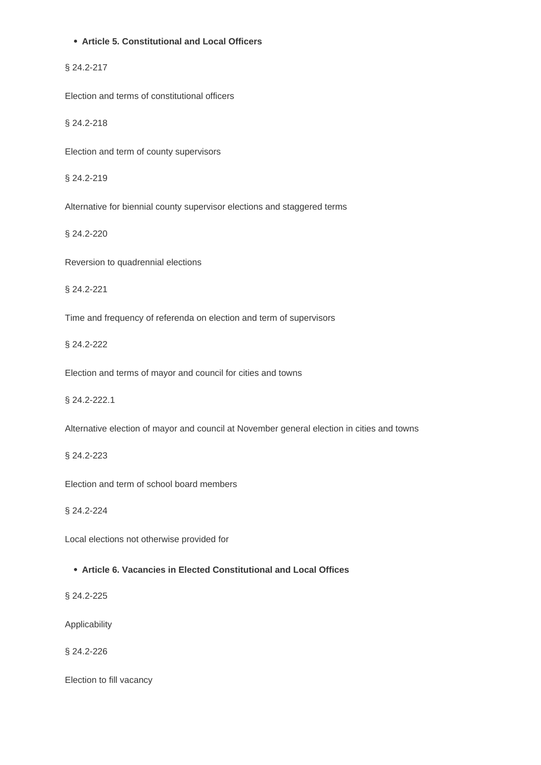- **Article 5. Constitutional and Local Officers**

§ 24.2-217

Election and terms of constitutional officers

§ 24.2-218

Election and term of county supervisors

§ 24.2-219

Alternative for biennial county supervisor elections and staggered terms

§ 24.2-220

Reversion to quadrennial elections

§ 24.2-221

Time and frequency of referenda on election and term of supervisors

§ 24.2-222

Election and terms of mayor and council for cities and towns

§ 24.2-222.1

Alternative election of mayor and council at November general election in cities and towns

§ 24.2-223

Election and term of school board members

§ 24.2-224

Local elections not otherwise provided for

- **Article 6. Vacancies in Elected Constitutional and Local Offices**

§ 24.2-225

Applicability

§ 24.2-226

Election to fill vacancy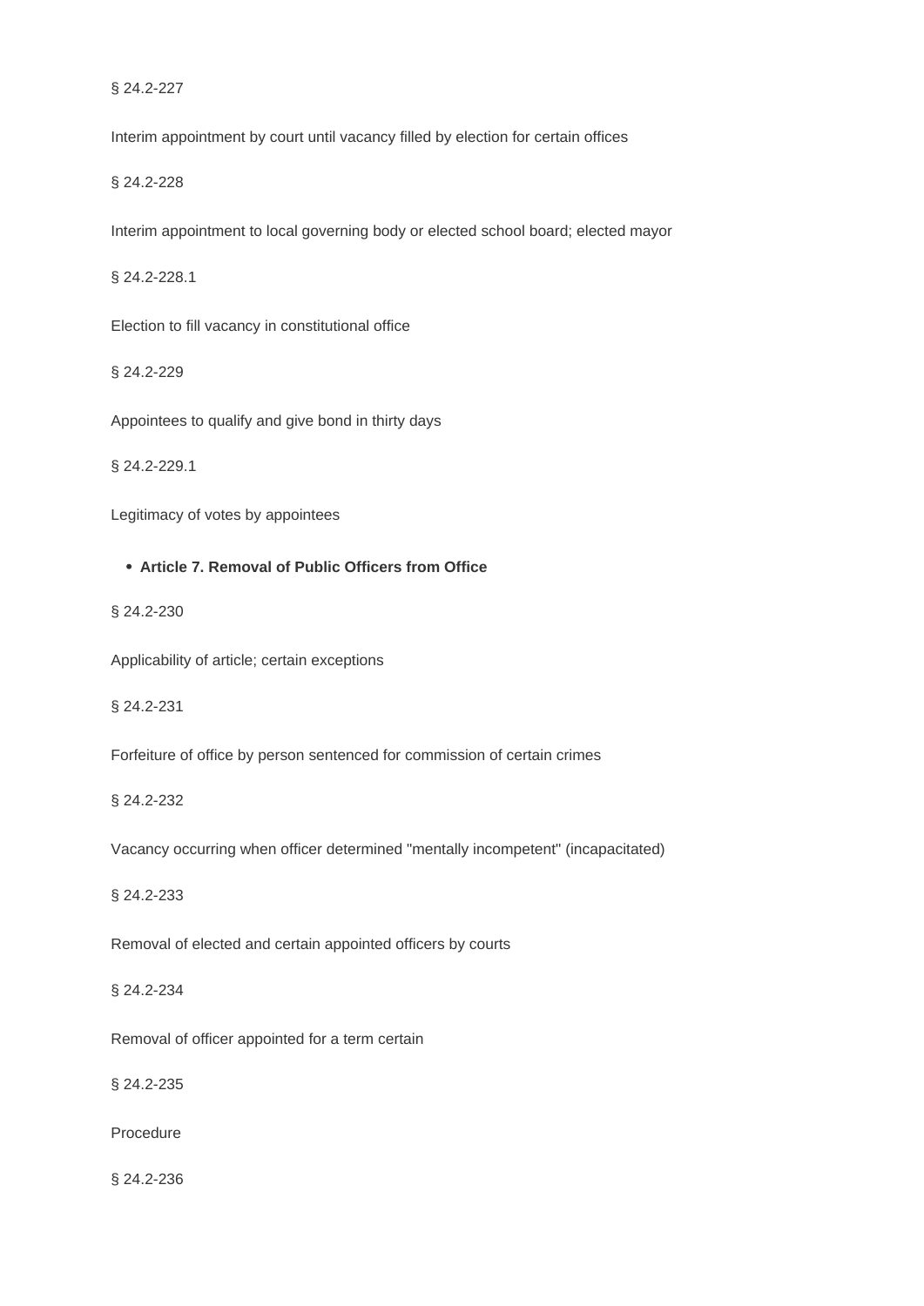§ 24.2-227

Interim appointment by court until vacancy filled by election for certain offices

§ 24.2-228

Interim appointment to local governing body or elected school board; elected mayor

§ 24.2-228.1

Election to fill vacancy in constitutional office

§ 24.2-229

Appointees to qualify and give bond in thirty days

§ 24.2-229.1

Legitimacy of votes by appointees

- **Article 7. Removal of Public Officers from Office**

§ 24.2-230

Applicability of article; certain exceptions

§ 24.2-231

Forfeiture of office by person sentenced for commission of certain crimes

§ 24.2-232

Vacancy occurring when officer determined "mentally incompetent" (incapacitated)

§ 24.2-233

Removal of elected and certain appointed officers by courts

§ 24.2-234

Removal of officer appointed for a term certain

§ 24.2-235

Procedure

§ 24.2-236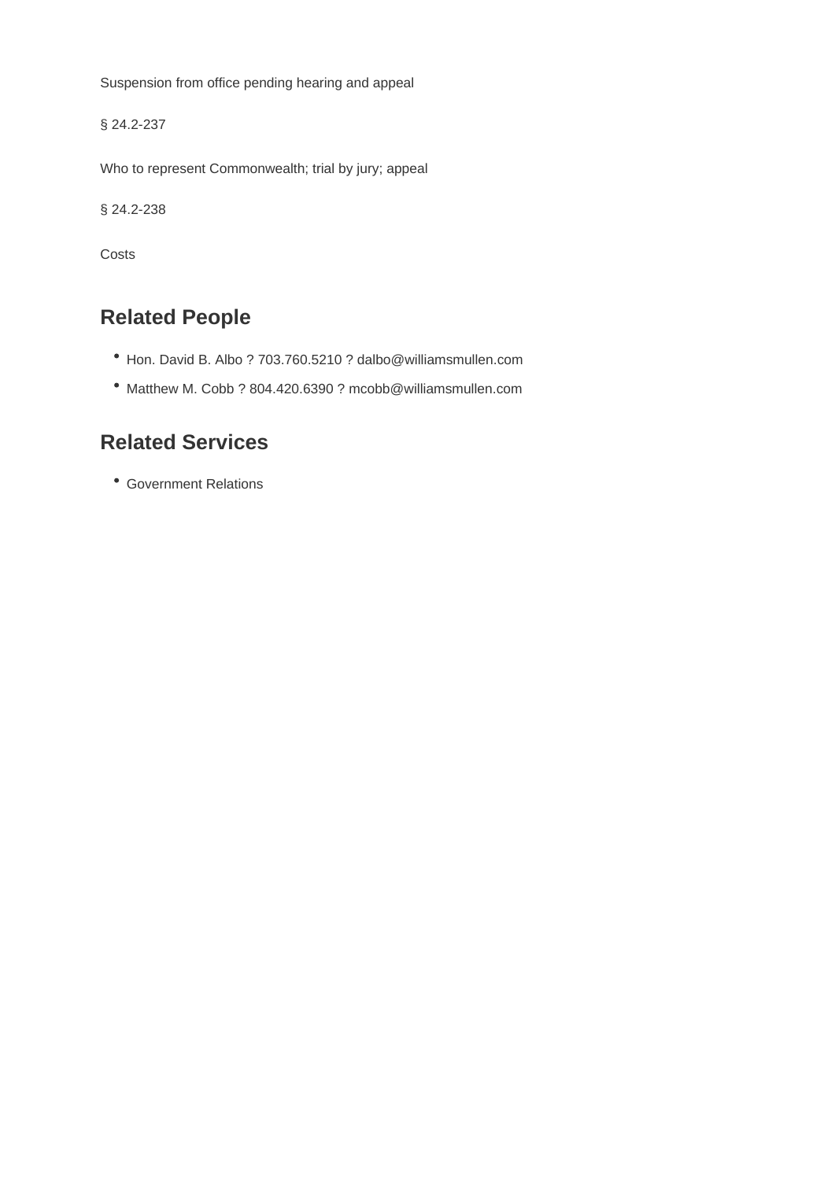Suspension from office pending hearing and appeal

§ 24.2-237

Who to represent Commonwealth; trial by jury; appeal

§ 24.2-238

Costs

## Related People

- Hon. David B. Albo ? 703.760.5210 ? dalbo@williamsmullen.com
- Matthew M. Cobb ? 804.420.6390 ? mcobb@williamsmullen.com

## Related Services

- Government Relations